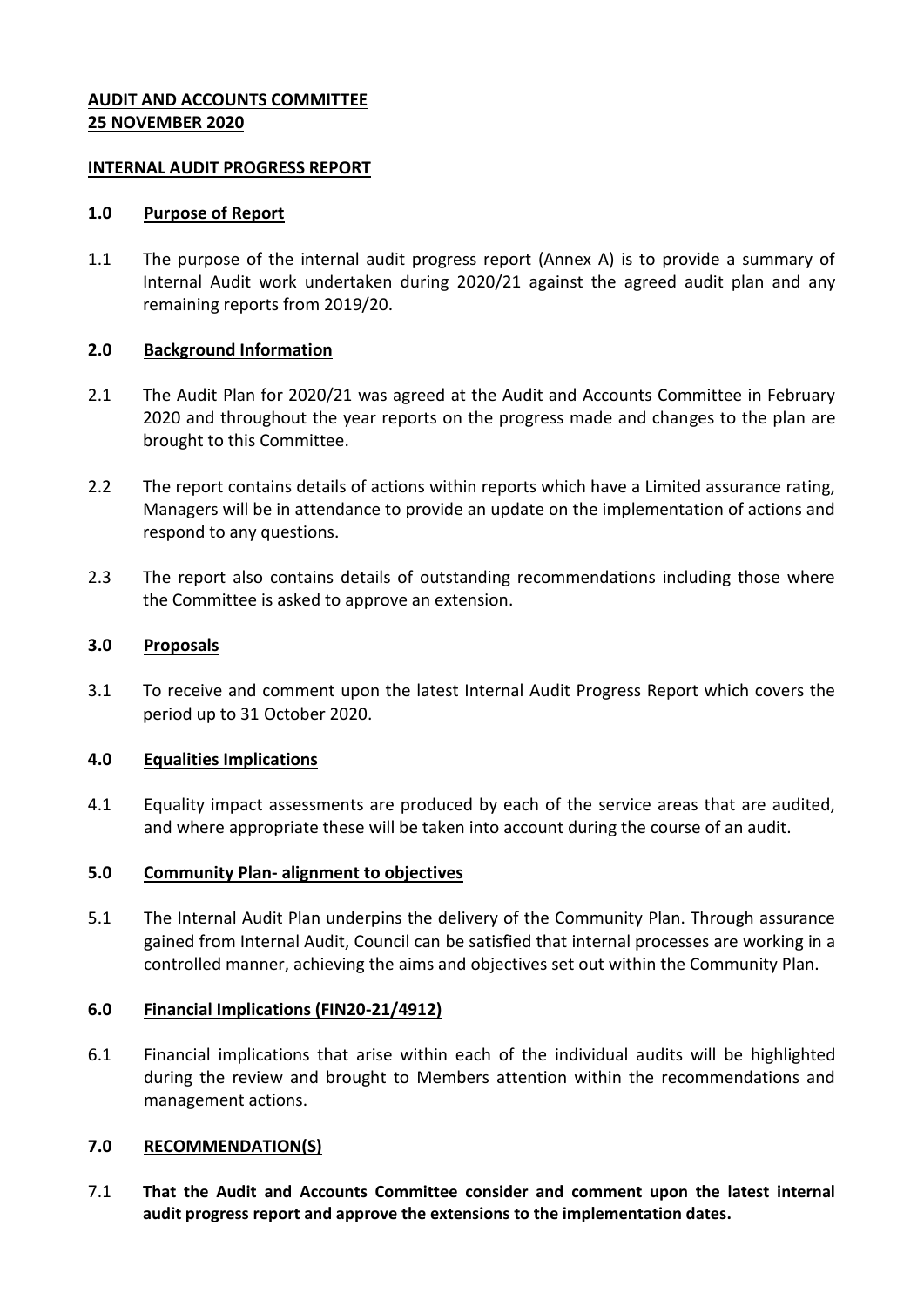**AUDIT AND ACCOUNTS COMMITTEE**
**25 NOVEMBER 2020**

**INTERNAL AUDIT PROGRESS REPORT**

## 1.0 Purpose of Report

1.1 The purpose of the internal audit progress report (Annex A) is to provide a summary of Internal Audit work undertaken during 2020/21 against the agreed audit plan and any remaining reports from 2019/20.

## 2.0 Background Information

2.1 The Audit Plan for 2020/21 was agreed at the Audit and Accounts Committee in February 2020 and throughout the year reports on the progress made and changes to the plan are brought to this Committee.

2.2 The report contains details of actions within reports which have a Limited assurance rating, Managers will be in attendance to provide an update on the implementation of actions and respond to any questions.

2.3 The report also contains details of outstanding recommendations including those where the Committee is asked to approve an extension.

## 3.0 Proposals

3.1 To receive and comment upon the latest Internal Audit Progress Report which covers the period up to 31 October 2020.

## 4.0 Equalities Implications

4.1 Equality impact assessments are produced by each of the service areas that are audited, and where appropriate these will be taken into account during the course of an audit.

## 5.0 Community Plan- alignment to objectives

5.1 The Internal Audit Plan underpins the delivery of the Community Plan. Through assurance gained from Internal Audit, Council can be satisfied that internal processes are working in a controlled manner, achieving the aims and objectives set out within the Community Plan.

## 6.0 Financial Implications (FIN20-21/4912)

6.1 Financial implications that arise within each of the individual audits will be highlighted during the review and brought to Members attention within the recommendations and management actions.

## 7.0 RECOMMENDATION(S)

7.1 **That the Audit and Accounts Committee consider and comment upon the latest internal audit progress report and approve the extensions to the implementation dates.**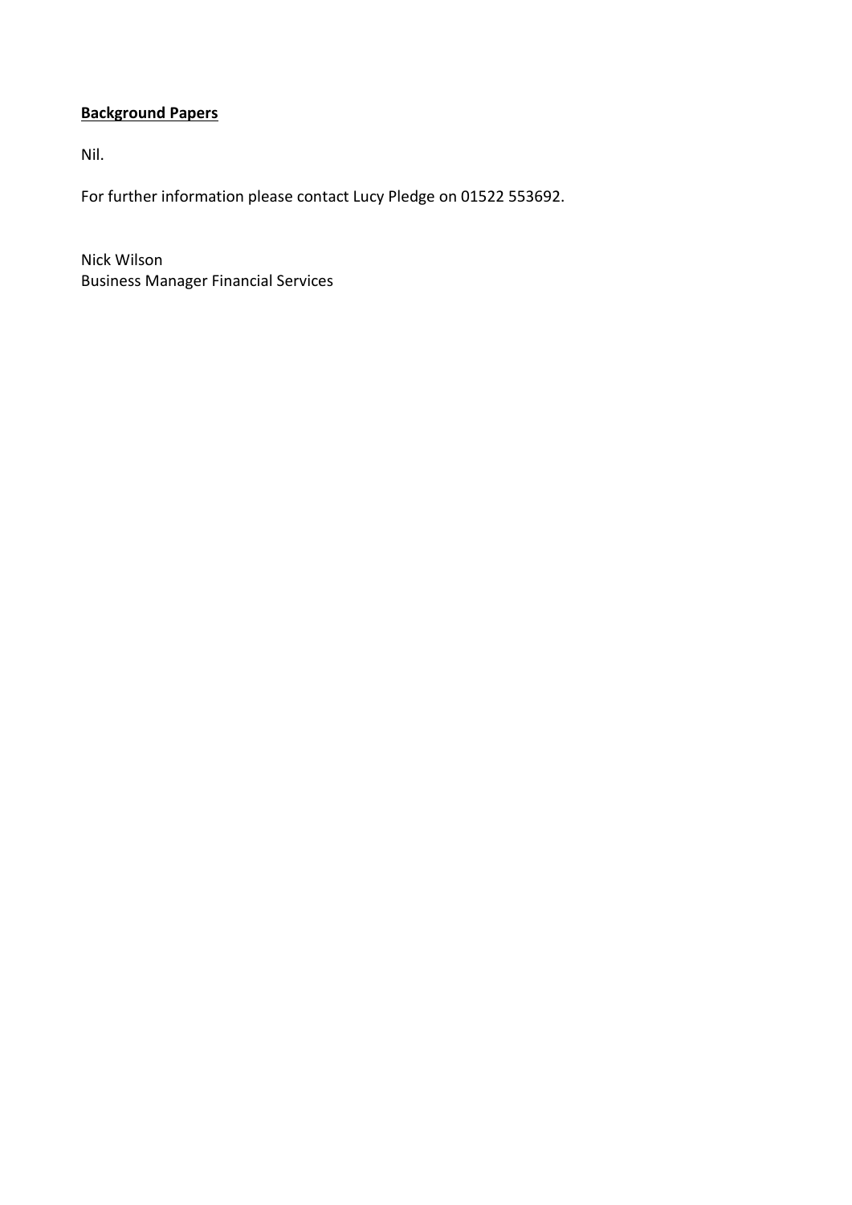**<u>Background Papers</u>**

Nil.

For further information please contact Lucy Pledge on 01522 553692.

Nick Wilson
Business Manager Financial Services